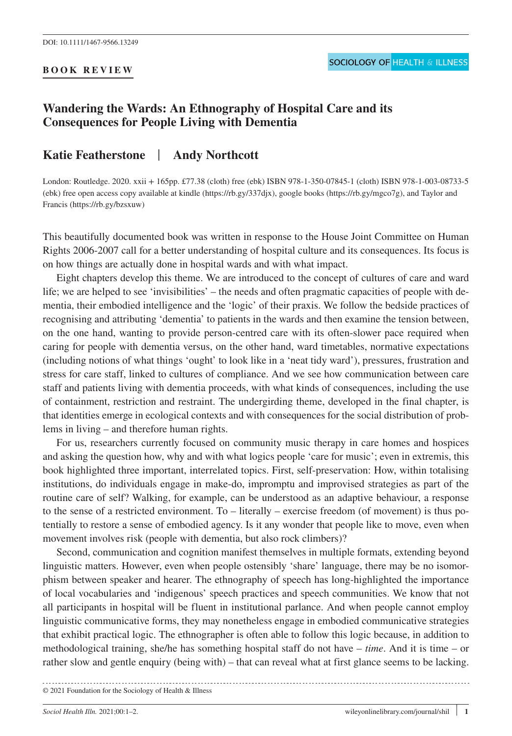DOI: 10.1111/1467-9566.13249

**BOOK REVIEW**

SOCIOLOGY OF HEALTH & ILLNESS

# Wandering the Wards: An Ethnography of Hospital Care and its Consequences for People Living with Dementia

## Katie Featherstone | Andy Northcott

London: Routledge. 2020. xxii + 165pp. £77.38 (cloth) free (ebk) ISBN 978-1-350-07845-1 (cloth) ISBN 978-1-003-08733-5 (ebk) free open access copy available at kindle (https://rb.gy/337djx), google books (https://rb.gy/mgco7g), and Taylor and Francis (https://rb.gy/bzsxuw)

This beautifully documented book was written in response to the House Joint Committee on Human Rights 2006-2007 call for a better understanding of hospital culture and its consequences. Its focus is on how things are actually done in hospital wards and with what impact.

Eight chapters develop this theme. We are introduced to the concept of cultures of care and ward life; we are helped to see 'invisibilities' – the needs and often pragmatic capacities of people with dementia, their embodied intelligence and the 'logic' of their praxis. We follow the bedside practices of recognising and attributing 'dementia' to patients in the wards and then examine the tension between, on the one hand, wanting to provide person-centred care with its often-slower pace required when caring for people with dementia versus, on the other hand, ward timetables, normative expectations (including notions of what things 'ought' to look like in a 'neat tidy ward'), pressures, frustration and stress for care staff, linked to cultures of compliance. And we see how communication between care staff and patients living with dementia proceeds, with what kinds of consequences, including the use of containment, restriction and restraint. The undergirding theme, developed in the final chapter, is that identities emerge in ecological contexts and with consequences for the social distribution of problems in living – and therefore human rights.

For us, researchers currently focused on community music therapy in care homes and hospices and asking the question how, why and with what logics people 'care for music'; even in extremis, this book highlighted three important, interrelated topics. First, self-preservation: How, within totalising institutions, do individuals engage in make-do, impromptu and improvised strategies as part of the routine care of self? Walking, for example, can be understood as an adaptive behaviour, a response to the sense of a restricted environment. To – literally – exercise freedom (of movement) is thus potentially to restore a sense of embodied agency. Is it any wonder that people like to move, even when movement involves risk (people with dementia, but also rock climbers)?

Second, communication and cognition manifest themselves in multiple formats, extending beyond linguistic matters. However, even when people ostensibly 'share' language, there may be no isomorphism between speaker and hearer. The ethnography of speech has long-highlighted the importance of local vocabularies and 'indigenous' speech practices and speech communities. We know that not all participants in hospital will be fluent in institutional parlance. And when people cannot employ linguistic communicative forms, they may nonetheless engage in embodied communicative strategies that exhibit practical logic. The ethnographer is often able to follow this logic because, in addition to methodological training, she/he has something hospital staff do not have – *time*. And it is time – or rather slow and gentle enquiry (being with) – that can reveal what at first glance seems to be lacking.

© 2021 Foundation for the Sociology of Health & Illness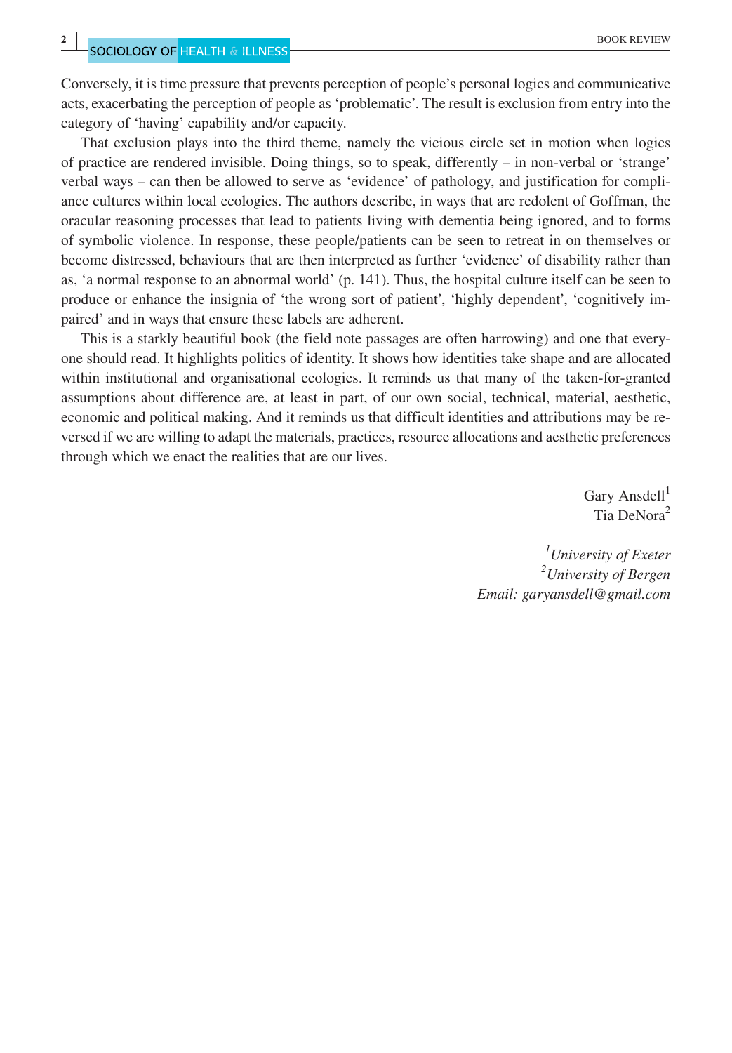Conversely, it is time pressure that prevents perception of people's personal logics and communicative acts, exacerbating the perception of people as 'problematic'. The result is exclusion from entry into the category of 'having' capability and/or capacity.

That exclusion plays into the third theme, namely the vicious circle set in motion when logics of practice are rendered invisible. Doing things, so to speak, differently – in non-verbal or 'strange' verbal ways – can then be allowed to serve as 'evidence' of pathology, and justification for compliance cultures within local ecologies. The authors describe, in ways that are redolent of Goffman, the oracular reasoning processes that lead to patients living with dementia being ignored, and to forms of symbolic violence. In response, these people/patients can be seen to retreat in on themselves or become distressed, behaviours that are then interpreted as further 'evidence' of disability rather than as, 'a normal response to an abnormal world' (p. 141). Thus, the hospital culture itself can be seen to produce or enhance the insignia of 'the wrong sort of patient', 'highly dependent', 'cognitively impaired' and in ways that ensure these labels are adherent.

This is a starkly beautiful book (the field note passages are often harrowing) and one that everyone should read. It highlights politics of identity. It shows how identities take shape and are allocated within institutional and organisational ecologies. It reminds us that many of the taken-for-granted assumptions about difference are, at least in part, of our own social, technical, material, aesthetic, economic and political making. And it reminds us that difficult identities and attributions may be reversed if we are willing to adapt the materials, practices, resource allocations and aesthetic preferences through which we enact the realities that are our lives.

Gary Ansdell[1]
Tia DeNora[2]

*[1]University of Exeter*
*[2]University of Bergen*
*Email: garyansdell@gmail.com*